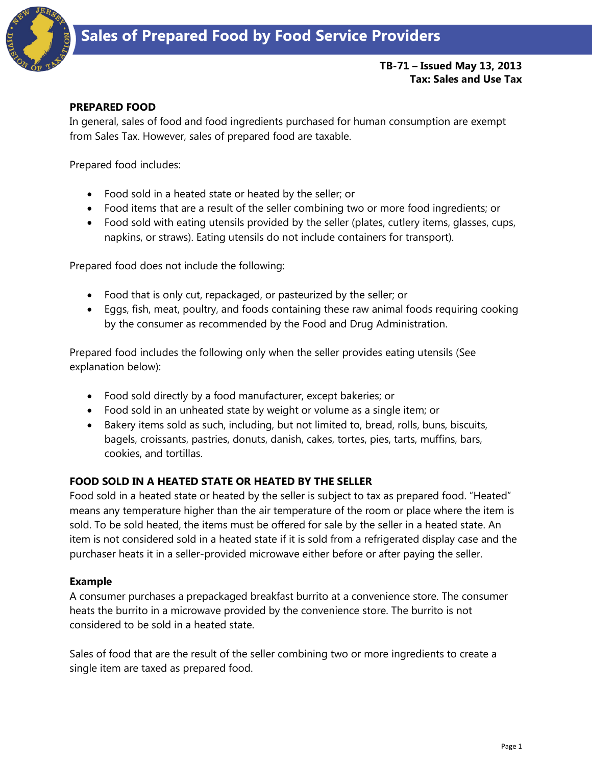# Sales of Prepared Food by Food Service Providers

**TB-71 – Issued May 13, 2013**
**Tax: Sales and Use Tax**

## PREPARED FOOD

In general, sales of food and food ingredients purchased for human consumption are exempt from Sales Tax. However, sales of prepared food are taxable.

Prepared food includes:

- Food sold in a heated state or heated by the seller; or
- Food items that are a result of the seller combining two or more food ingredients; or
- Food sold with eating utensils provided by the seller (plates, cutlery items, glasses, cups, napkins, or straws). Eating utensils do not include containers for transport).

Prepared food does not include the following:

- Food that is only cut, repackaged, or pasteurized by the seller; or
- Eggs, fish, meat, poultry, and foods containing these raw animal foods requiring cooking by the consumer as recommended by the Food and Drug Administration.

Prepared food includes the following only when the seller provides eating utensils (See explanation below):

- Food sold directly by a food manufacturer, except bakeries; or
- Food sold in an unheated state by weight or volume as a single item; or
- Bakery items sold as such, including, but not limited to, bread, rolls, buns, biscuits, bagels, croissants, pastries, donuts, danish, cakes, tortes, pies, tarts, muffins, bars, cookies, and tortillas.

## FOOD SOLD IN A HEATED STATE OR HEATED BY THE SELLER

Food sold in a heated state or heated by the seller is subject to tax as prepared food. "Heated" means any temperature higher than the air temperature of the room or place where the item is sold. To be sold heated, the items must be offered for sale by the seller in a heated state. An item is not considered sold in a heated state if it is sold from a refrigerated display case and the purchaser heats it in a seller-provided microwave either before or after paying the seller.

### Example

A consumer purchases a prepackaged breakfast burrito at a convenience store. The consumer heats the burrito in a microwave provided by the convenience store. The burrito is not considered to be sold in a heated state.

Sales of food that are the result of the seller combining two or more ingredients to create a single item are taxed as prepared food.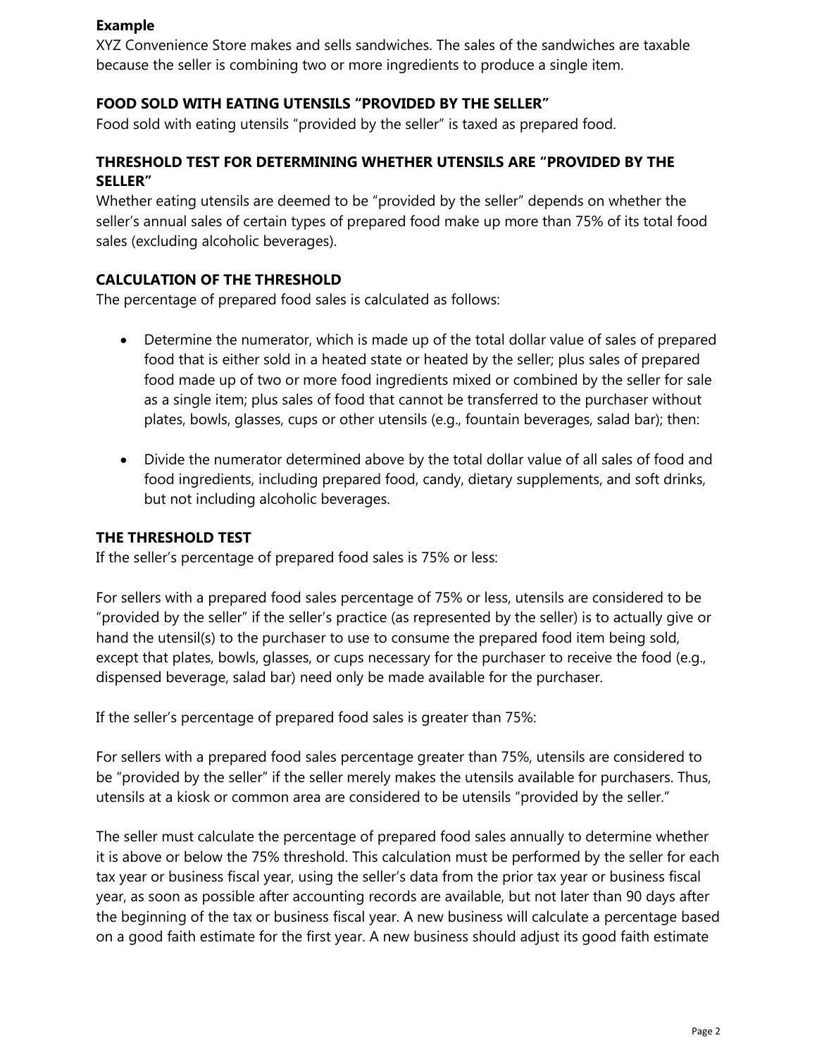**Example**

XYZ Convenience Store makes and sells sandwiches. The sales of the sandwiches are taxable because the seller is combining two or more ingredients to produce a single item.

### FOOD SOLD WITH EATING UTENSILS "PROVIDED BY THE SELLER"

Food sold with eating utensils "provided by the seller" is taxed as prepared food.

### THRESHOLD TEST FOR DETERMINING WHETHER UTENSILS ARE "PROVIDED BY THE SELLER"

Whether eating utensils are deemed to be "provided by the seller" depends on whether the seller's annual sales of certain types of prepared food make up more than 75% of its total food sales (excluding alcoholic beverages).

### CALCULATION OF THE THRESHOLD

The percentage of prepared food sales is calculated as follows:

- Determine the numerator, which is made up of the total dollar value of sales of prepared food that is either sold in a heated state or heated by the seller; plus sales of prepared food made up of two or more food ingredients mixed or combined by the seller for sale as a single item; plus sales of food that cannot be transferred to the purchaser without plates, bowls, glasses, cups or other utensils (e.g., fountain beverages, salad bar); then:

- Divide the numerator determined above by the total dollar value of all sales of food and food ingredients, including prepared food, candy, dietary supplements, and soft drinks, but not including alcoholic beverages.

### THE THRESHOLD TEST

If the seller's percentage of prepared food sales is 75% or less:

For sellers with a prepared food sales percentage of 75% or less, utensils are considered to be "provided by the seller" if the seller's practice (as represented by the seller) is to actually give or hand the utensil(s) to the purchaser to use to consume the prepared food item being sold, except that plates, bowls, glasses, or cups necessary for the purchaser to receive the food (e.g., dispensed beverage, salad bar) need only be made available for the purchaser.

If the seller's percentage of prepared food sales is greater than 75%:

For sellers with a prepared food sales percentage greater than 75%, utensils are considered to be "provided by the seller" if the seller merely makes the utensils available for purchasers. Thus, utensils at a kiosk or common area are considered to be utensils "provided by the seller."

The seller must calculate the percentage of prepared food sales annually to determine whether it is above or below the 75% threshold. This calculation must be performed by the seller for each tax year or business fiscal year, using the seller's data from the prior tax year or business fiscal year, as soon as possible after accounting records are available, but not later than 90 days after the beginning of the tax or business fiscal year. A new business will calculate a percentage based on a good faith estimate for the first year. A new business should adjust its good faith estimate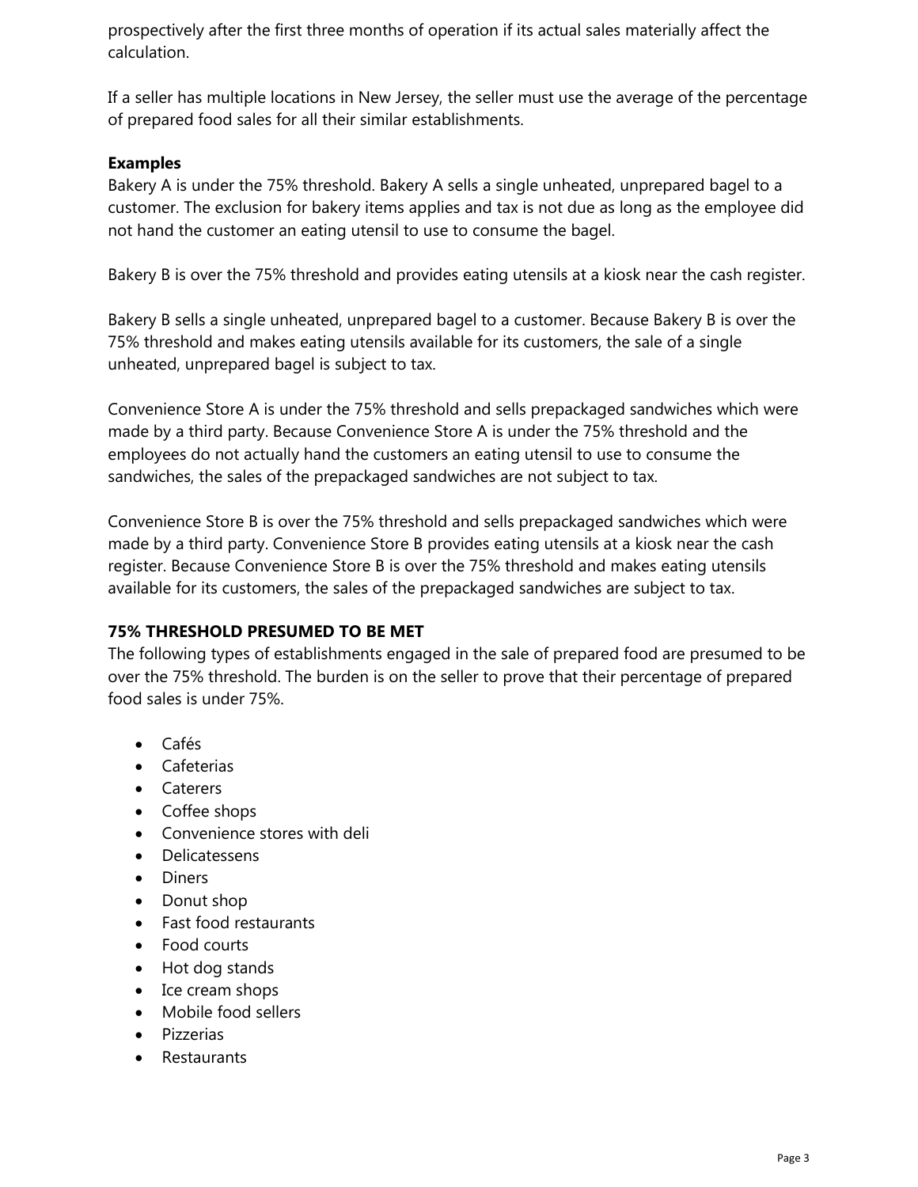prospectively after the first three months of operation if its actual sales materially affect the calculation.

If a seller has multiple locations in New Jersey, the seller must use the average of the percentage of prepared food sales for all their similar establishments.

**Examples**

Bakery A is under the 75% threshold. Bakery A sells a single unheated, unprepared bagel to a customer. The exclusion for bakery items applies and tax is not due as long as the employee did not hand the customer an eating utensil to use to consume the bagel.

Bakery B is over the 75% threshold and provides eating utensils at a kiosk near the cash register.

Bakery B sells a single unheated, unprepared bagel to a customer. Because Bakery B is over the 75% threshold and makes eating utensils available for its customers, the sale of a single unheated, unprepared bagel is subject to tax.

Convenience Store A is under the 75% threshold and sells prepackaged sandwiches which were made by a third party. Because Convenience Store A is under the 75% threshold and the employees do not actually hand the customers an eating utensil to use to consume the sandwiches, the sales of the prepackaged sandwiches are not subject to tax.

Convenience Store B is over the 75% threshold and sells prepackaged sandwiches which were made by a third party. Convenience Store B provides eating utensils at a kiosk near the cash register. Because Convenience Store B is over the 75% threshold and makes eating utensils available for its customers, the sales of the prepackaged sandwiches are subject to tax.

**75% THRESHOLD PRESUMED TO BE MET**

The following types of establishments engaged in the sale of prepared food are presumed to be over the 75% threshold. The burden is on the seller to prove that their percentage of prepared food sales is under 75%.

- Cafés
- Cafeterias
- Caterers
- Coffee shops
- Convenience stores with deli
- Delicatessens
- Diners
- Donut shop
- Fast food restaurants
- Food courts
- Hot dog stands
- Ice cream shops
- Mobile food sellers
- Pizzerias
- Restaurants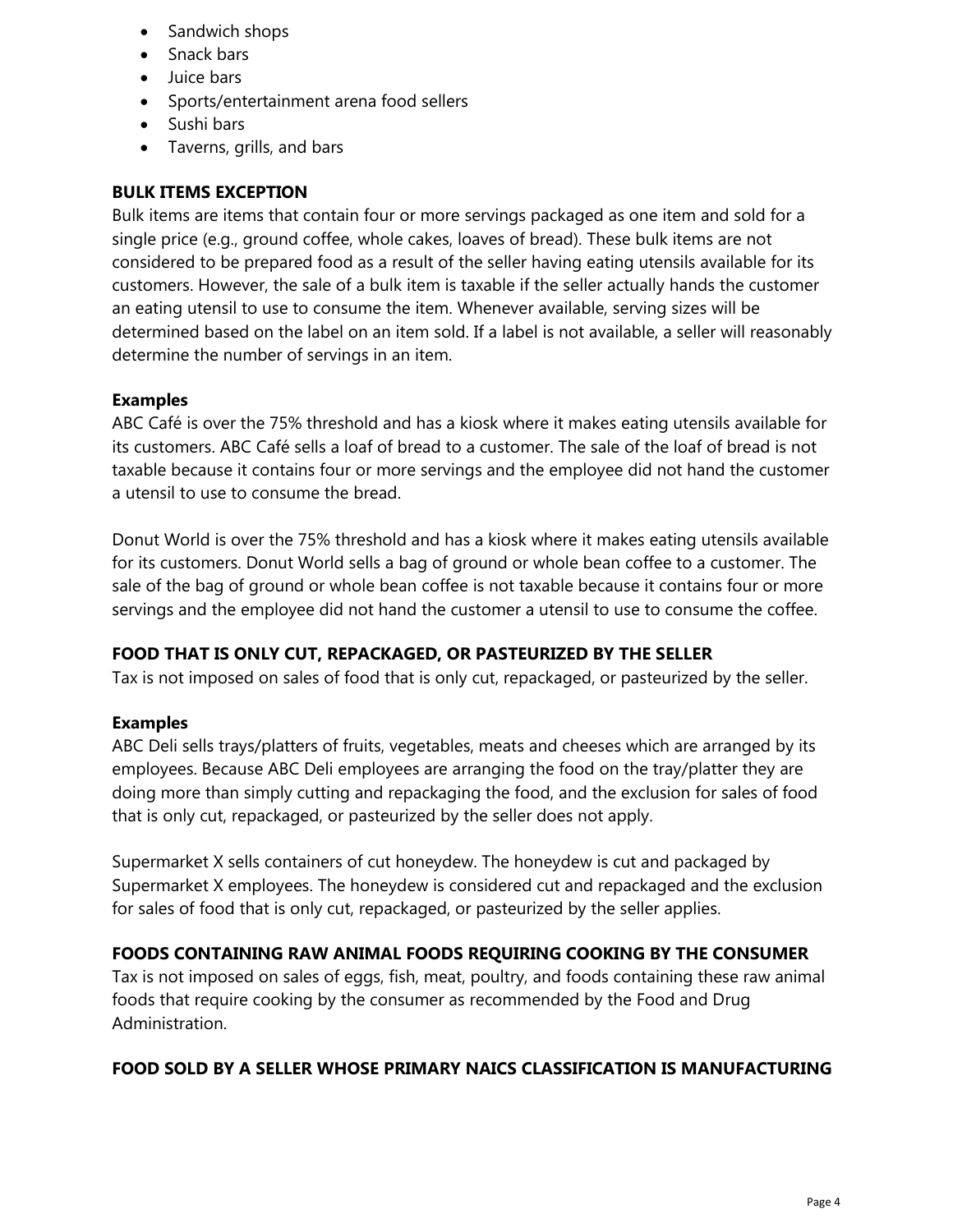- Sandwich shops
- Snack bars
- Juice bars
- Sports/entertainment arena food sellers
- Sushi bars
- Taverns, grills, and bars

## BULK ITEMS EXCEPTION

Bulk items are items that contain four or more servings packaged as one item and sold for a single price (e.g., ground coffee, whole cakes, loaves of bread). These bulk items are not considered to be prepared food as a result of the seller having eating utensils available for its customers. However, the sale of a bulk item is taxable if the seller actually hands the customer an eating utensil to use to consume the item. Whenever available, serving sizes will be determined based on the label on an item sold. If a label is not available, a seller will reasonably determine the number of servings in an item.

### Examples

ABC Café is over the 75% threshold and has a kiosk where it makes eating utensils available for its customers. ABC Café sells a loaf of bread to a customer. The sale of the loaf of bread is not taxable because it contains four or more servings and the employee did not hand the customer a utensil to use to consume the bread.

Donut World is over the 75% threshold and has a kiosk where it makes eating utensils available for its customers. Donut World sells a bag of ground or whole bean coffee to a customer. The sale of the bag of ground or whole bean coffee is not taxable because it contains four or more servings and the employee did not hand the customer a utensil to use to consume the coffee.

## FOOD THAT IS ONLY CUT, REPACKAGED, OR PASTEURIZED BY THE SELLER

Tax is not imposed on sales of food that is only cut, repackaged, or pasteurized by the seller.

### Examples

ABC Deli sells trays/platters of fruits, vegetables, meats and cheeses which are arranged by its employees. Because ABC Deli employees are arranging the food on the tray/platter they are doing more than simply cutting and repackaging the food, and the exclusion for sales of food that is only cut, repackaged, or pasteurized by the seller does not apply.

Supermarket X sells containers of cut honeydew. The honeydew is cut and packaged by Supermarket X employees. The honeydew is considered cut and repackaged and the exclusion for sales of food that is only cut, repackaged, or pasteurized by the seller applies.

## FOODS CONTAINING RAW ANIMAL FOODS REQUIRING COOKING BY THE CONSUMER

Tax is not imposed on sales of eggs, fish, meat, poultry, and foods containing these raw animal foods that require cooking by the consumer as recommended by the Food and Drug Administration.

## FOOD SOLD BY A SELLER WHOSE PRIMARY NAICS CLASSIFICATION IS MANUFACTURING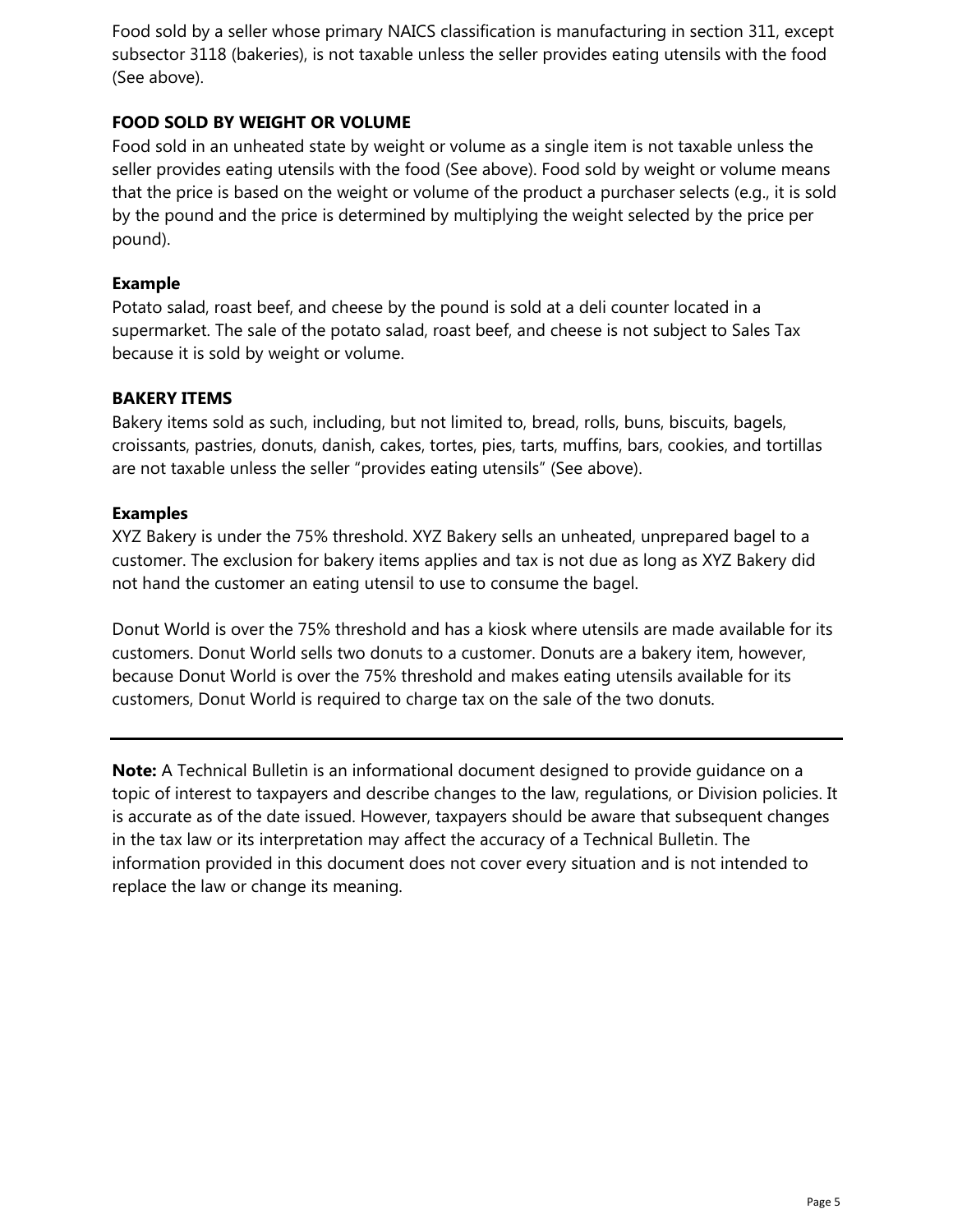Food sold by a seller whose primary NAICS classification is manufacturing in section 311, except subsector 3118 (bakeries), is not taxable unless the seller provides eating utensils with the food (See above).

**FOOD SOLD BY WEIGHT OR VOLUME**

Food sold in an unheated state by weight or volume as a single item is not taxable unless the seller provides eating utensils with the food (See above). Food sold by weight or volume means that the price is based on the weight or volume of the product a purchaser selects (e.g., it is sold by the pound and the price is determined by multiplying the weight selected by the price per pound).

**Example**

Potato salad, roast beef, and cheese by the pound is sold at a deli counter located in a supermarket. The sale of the potato salad, roast beef, and cheese is not subject to Sales Tax because it is sold by weight or volume.

**BAKERY ITEMS**

Bakery items sold as such, including, but not limited to, bread, rolls, buns, biscuits, bagels, croissants, pastries, donuts, danish, cakes, tortes, pies, tarts, muffins, bars, cookies, and tortillas are not taxable unless the seller "provides eating utensils" (See above).

**Examples**

XYZ Bakery is under the 75% threshold. XYZ Bakery sells an unheated, unprepared bagel to a customer. The exclusion for bakery items applies and tax is not due as long as XYZ Bakery did not hand the customer an eating utensil to use to consume the bagel.

Donut World is over the 75% threshold and has a kiosk where utensils are made available for its customers. Donut World sells two donuts to a customer. Donuts are a bakery item, however, because Donut World is over the 75% threshold and makes eating utensils available for its customers, Donut World is required to charge tax on the sale of the two donuts.

---

**Note:** A Technical Bulletin is an informational document designed to provide guidance on a topic of interest to taxpayers and describe changes to the law, regulations, or Division policies. It is accurate as of the date issued. However, taxpayers should be aware that subsequent changes in the tax law or its interpretation may affect the accuracy of a Technical Bulletin. The information provided in this document does not cover every situation and is not intended to replace the law or change its meaning.